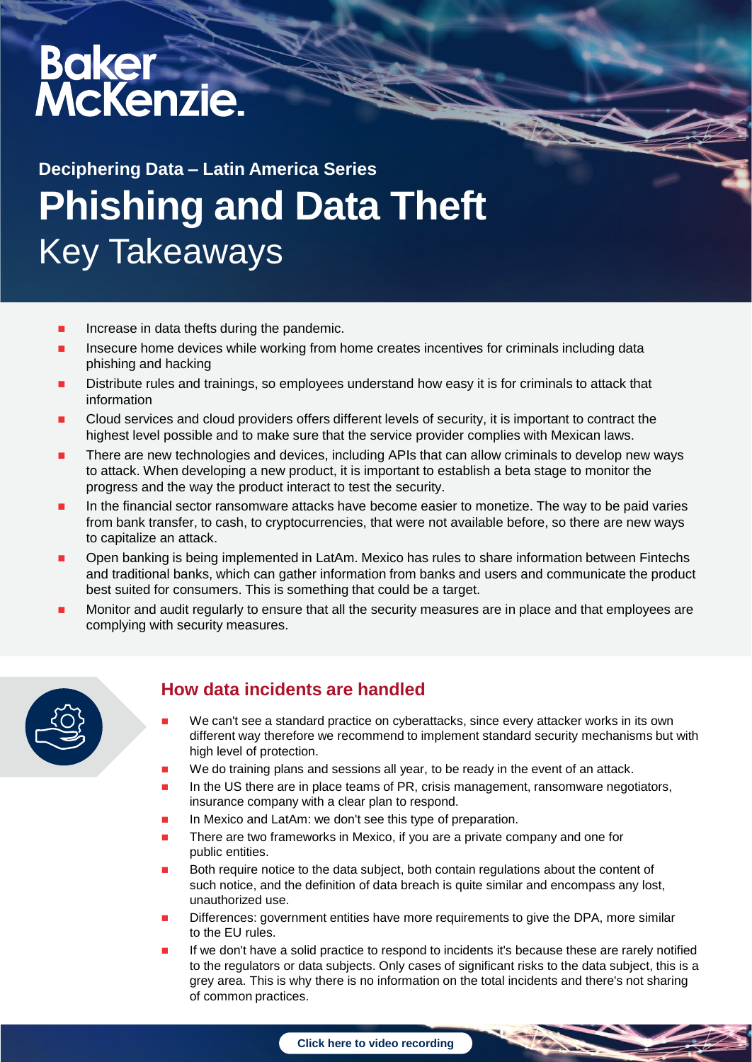Baker McKenzie.

### Deciphering Data – Latin America Series

# Phishing and Data Theft

## Key Takeaways

- Increase in data thefts during the pandemic.
- Insecure home devices while working from home creates incentives for criminals including data phishing and hacking
- Distribute rules and trainings, so employees understand how easy it is for criminals to attack that information
- Cloud services and cloud providers offers different levels of security, it is important to contract the highest level possible and to make sure that the service provider complies with Mexican laws.
- There are new technologies and devices, including APIs that can allow criminals to develop new ways to attack. When developing a new product, it is important to establish a beta stage to monitor the progress and the way the product interact to test the security.
- In the financial sector ransomware attacks have become easier to monetize. The way to be paid varies from bank transfer, to cash, to cryptocurrencies, that were not available before, so there are new ways to capitalize an attack.
- Open banking is being implemented in LatAm. Mexico has rules to share information between Fintechs and traditional banks, which can gather information from banks and users and communicate the product best suited for consumers. This is something that could be a target.
- Monitor and audit regularly to ensure that all the security measures are in place and that employees are complying with security measures.

## How data incidents are handled

- We can't see a standard practice on cyberattacks, since every attacker works in its own different way therefore we recommend to implement standard security mechanisms but with high level of protection.
- We do training plans and sessions all year, to be ready in the event of an attack.
- In the US there are in place teams of PR, crisis management, ransomware negotiators, insurance company with a clear plan to respond.
- In Mexico and LatAm: we don't see this type of preparation.
- There are two frameworks in Mexico, if you are a private company and one for public entities.
- Both require notice to the data subject, both contain regulations about the content of such notice, and the definition of data breach is quite similar and encompass any lost, unauthorized use.
- Differences: government entities have more requirements to give the DPA, more similar to the EU rules.
- If we don't have a solid practice to respond to incidents it's because these are rarely notified to the regulators or data subjects. Only cases of significant risks to the data subject, this is a grey area. This is why there is no information on the total incidents and there's not sharing of common practices.

Click here to video recording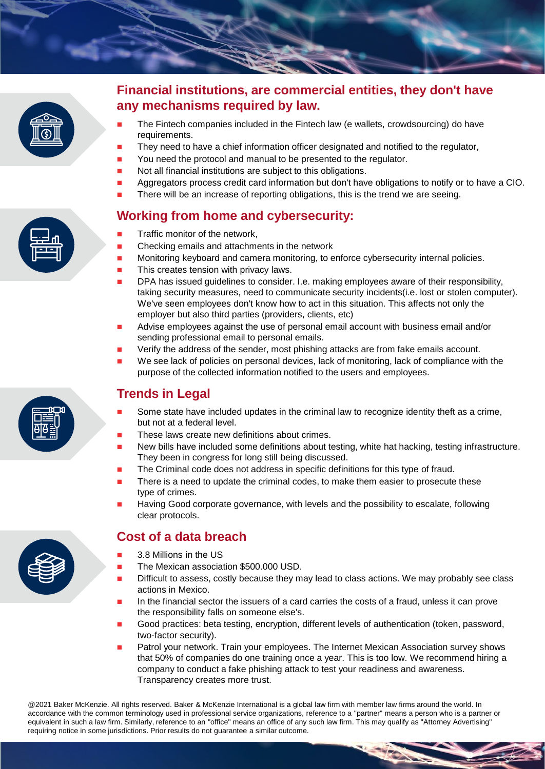## Financial institutions, are commercial entities, they don't have any mechanisms required by law.

- The Fintech companies included in the Fintech law (e wallets, crowdsourcing) do have requirements.
- They need to have a chief information officer designated and notified to the regulator,
- You need the protocol and manual to be presented to the regulator.
- Not all financial institutions are subject to this obligations.
- Aggregators process credit card information but don't have obligations to notify or to have a CIO.
- There will be an increase of reporting obligations, this is the trend we are seeing.

## Working from home and cybersecurity:

- Traffic monitor of the network,
- Checking emails and attachments in the network
- Monitoring keyboard and camera monitoring, to enforce cybersecurity internal policies.
- This creates tension with privacy laws.
- DPA has issued guidelines to consider. I.e. making employees aware of their responsibility, taking security measures, need to communicate security incidents(i.e. lost or stolen computer). We've seen employees don't know how to act in this situation. This affects not only the employer but also third parties (providers, clients, etc)
- Advise employees against the use of personal email account with business email and/or sending professional email to personal emails.
- Verify the address of the sender, most phishing attacks are from fake emails account.
- We see lack of policies on personal devices, lack of monitoring, lack of compliance with the purpose of the collected information notified to the users and employees.

## Trends in Legal

- Some state have included updates in the criminal law to recognize identity theft as a crime, but not at a federal level.
- These laws create new definitions about crimes.
- New bills have included some definitions about testing, white hat hacking, testing infrastructure. They been in congress for long still being discussed.
- The Criminal code does not address in specific definitions for this type of fraud.
- There is a need to update the criminal codes, to make them easier to prosecute these type of crimes.
- Having Good corporate governance, with levels and the possibility to escalate, following clear protocols.

## Cost of a data breach

- 3.8 Millions in the US
- The Mexican association $500.000 USD.
- Difficult to assess, costly because they may lead to class actions. We may probably see class actions in Mexico.
- In the financial sector the issuers of a card carries the costs of a fraud, unless it can prove the responsibility falls on someone else's.
- Good practices: beta testing, encryption, different levels of authentication (token, password, two-factor security).
- Patrol your network. Train your employees. The Internet Mexican Association survey shows that 50% of companies do one training once a year. This is too low. We recommend hiring a company to conduct a fake phishing attack to test your readiness and awareness. Transparency creates more trust.

@2021 Baker McKenzie. All rights reserved. Baker & McKenzie International is a global law firm with member law firms around the world. In accordance with the common terminology used in professional service organizations, reference to a "partner" means a person who is a partner or equivalent in such a law firm. Similarly, reference to an "office" means an office of any such law firm. This may qualify as "Attorney Advertising" requiring notice in some jurisdictions. Prior results do not guarantee a similar outcome.